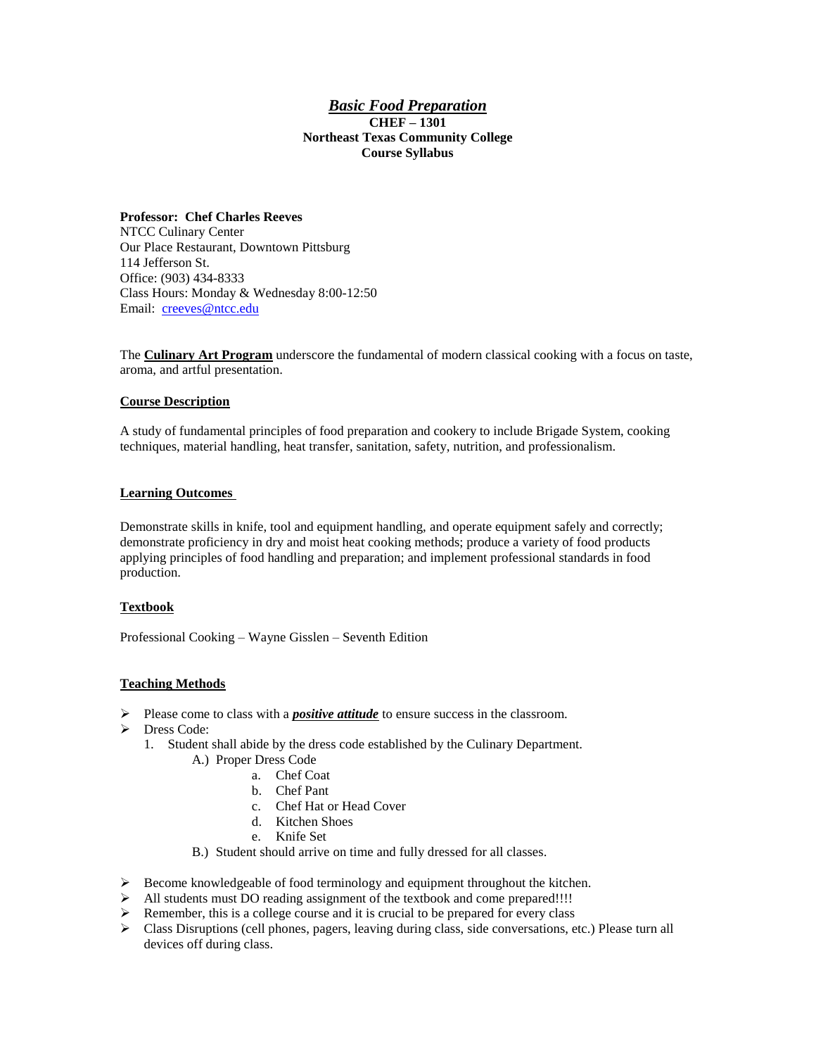# *Basic Food Preparation*

**CHEF – 1301**
**Northeast Texas Community College**
**Course Syllabus**

**Professor: Chef Charles Reeves**
NTCC Culinary Center
Our Place Restaurant, Downtown Pittsburg
114 Jefferson St.
Office: (903) 434-8333
Class Hours: Monday & Wednesday 8:00-12:50
Email: creeves@ntcc.edu

The **Culinary Art Program** underscore the fundamental of modern classical cooking with a focus on taste, aroma, and artful presentation.

## Course Description

A study of fundamental principles of food preparation and cookery to include Brigade System, cooking techniques, material handling, heat transfer, sanitation, safety, nutrition, and professionalism.

## Learning Outcomes

Demonstrate skills in knife, tool and equipment handling, and operate equipment safely and correctly; demonstrate proficiency in dry and moist heat cooking methods; produce a variety of food products applying principles of food handling and preparation; and implement professional standards in food production.

## Textbook

Professional Cooking – Wayne Gisslen – Seventh Edition

## Teaching Methods

- Please come to class with a ***positive attitude*** to ensure success in the classroom.
- Dress Code:
  1. Student shall abide by the dress code established by the Culinary Department.
     - A.) Proper Dress Code
       - a. Chef Coat
       - b. Chef Pant
       - c. Chef Hat or Head Cover
       - d. Kitchen Shoes
       - e. Knife Set
     - B.) Student should arrive on time and fully dressed for all classes.
- Become knowledgeable of food terminology and equipment throughout the kitchen.
- All students must DO reading assignment of the textbook and come prepared!!!!
- Remember, this is a college course and it is crucial to be prepared for every class
- Class Disruptions (cell phones, pagers, leaving during class, side conversations, etc.) Please turn all devices off during class.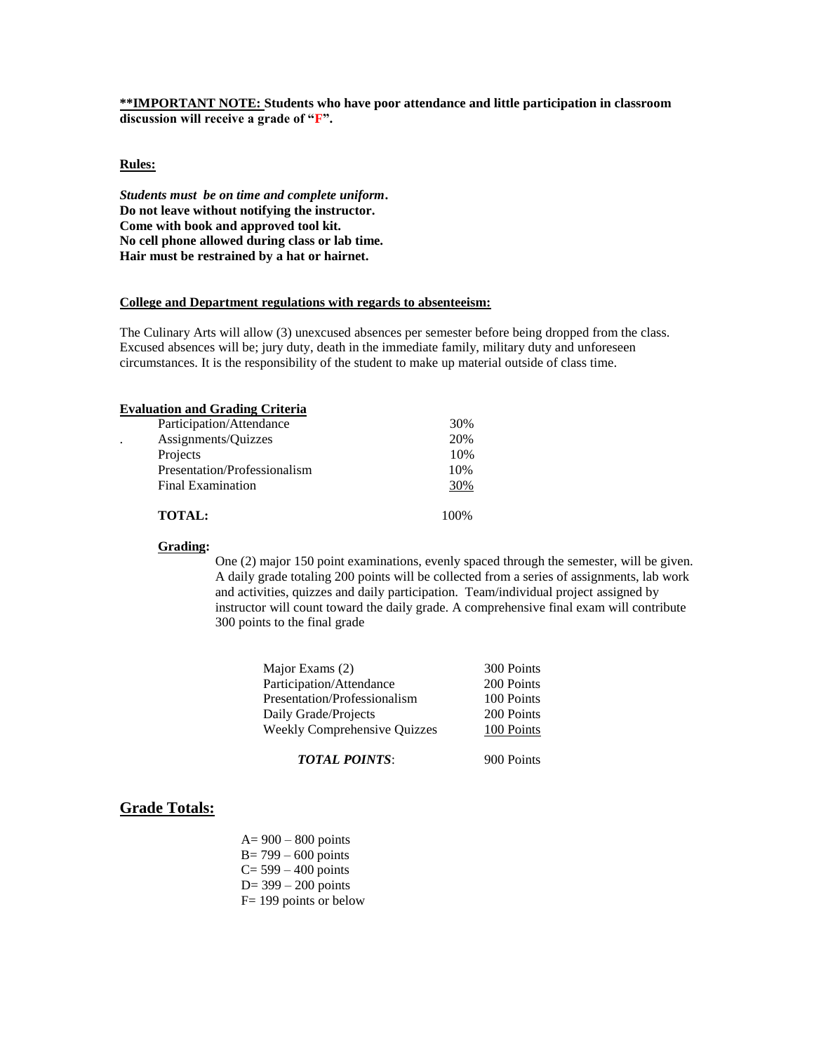**\*\*IMPORTANT NOTE: Students who have poor attendance and little participation in classroom discussion will receive a grade of "F".**

**Rules:**

***Students must be on time and complete uniform.***
**Do not leave without notifying the instructor.**
**Come with book and approved tool kit.**
**No cell phone allowed during class or lab time.**
**Hair must be restrained by a hat or hairnet.**

**College and Department regulations with regards to absenteeism:**

The Culinary Arts will allow (3) unexcused absences per semester before being dropped from the class. Excused absences will be; jury duty, death in the immediate family, military duty and unforeseen circumstances. It is the responsibility of the student to make up material outside of class time.

**Evaluation and Grading Criteria**

| Category | Percentage |
| --- | --- |
| Participation/Attendance | 30% |
| Assignments/Quizzes | 20% |
| Projects | 10% |
| Presentation/Professionalism | 10% |
| Final Examination | 30% |
| **TOTAL:** | 100% |

**Grading:**

One (2) major 150 point examinations, evenly spaced through the semester, will be given. A daily grade totaling 200 points will be collected from a series of assignments, lab work and activities, quizzes and daily participation. Team/individual project assigned by instructor will count toward the daily grade. A comprehensive final exam will contribute 300 points to the final grade

| Category | Points |
| --- | --- |
| Major Exams (2) | 300 Points |
| Participation/Attendance | 200 Points |
| Presentation/Professionalism | 100 Points |
| Daily Grade/Projects | 200 Points |
| Weekly Comprehensive Quizzes | 100 Points |
| ***TOTAL POINTS*:** | 900 Points |

## Grade Totals:

A= 900 – 800 points
B= 799 – 600 points
C= 599 – 400 points
D= 399 – 200 points
F= 199 points or below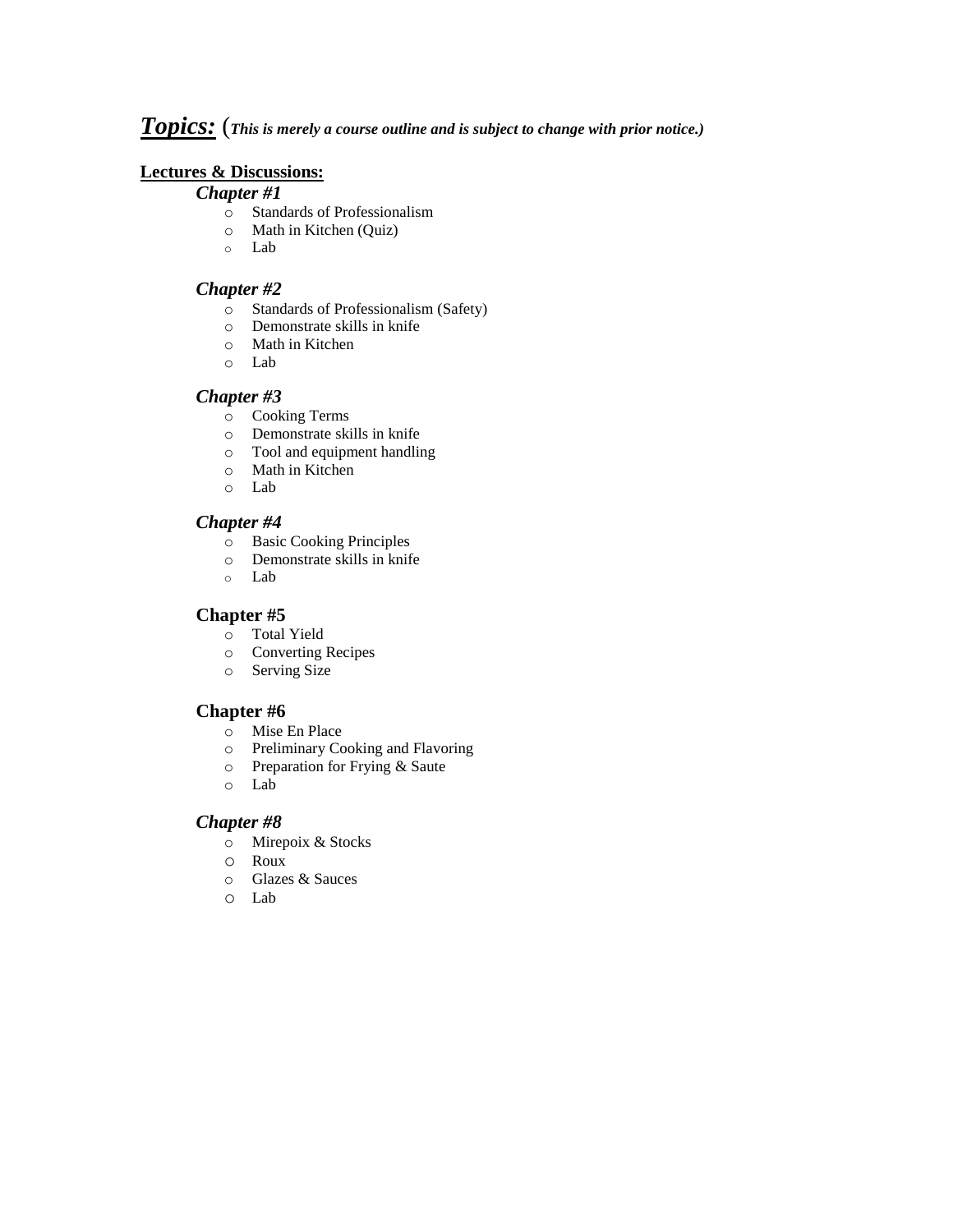## ***Topics:*** (*This is merely a course outline and is subject to change with prior notice.)*

**Lectures & Discussions:**

### *Chapter #1*

- Standards of Professionalism
- Math in Kitchen (Quiz)
- Lab

### *Chapter #2*

- Standards of Professionalism (Safety)
- Demonstrate skills in knife
- Math in Kitchen
- Lab

### *Chapter #3*

- Cooking Terms
- Demonstrate skills in knife
- Tool and equipment handling
- Math in Kitchen
- Lab

### *Chapter #4*

- Basic Cooking Principles
- Demonstrate skills in knife
- Lab

### Chapter #5

- Total Yield
- Converting Recipes
- Serving Size

### Chapter #6

- Mise En Place
- Preliminary Cooking and Flavoring
- Preparation for Frying & Saute
- Lab

### *Chapter #8*

- Mirepoix & Stocks
- Roux
- Glazes & Sauces
- Lab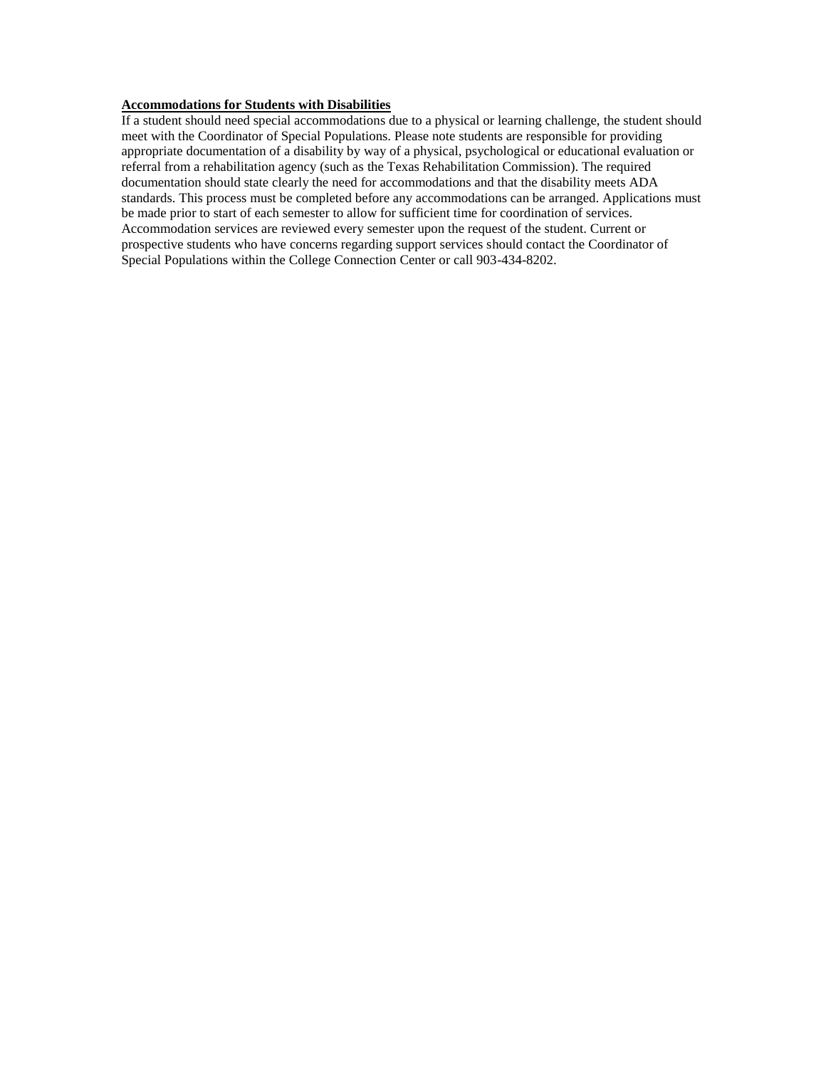**Accommodations for Students with Disabilities**

If a student should need special accommodations due to a physical or learning challenge, the student should meet with the Coordinator of Special Populations. Please note students are responsible for providing appropriate documentation of a disability by way of a physical, psychological or educational evaluation or referral from a rehabilitation agency (such as the Texas Rehabilitation Commission). The required documentation should state clearly the need for accommodations and that the disability meets ADA standards. This process must be completed before any accommodations can be arranged. Applications must be made prior to start of each semester to allow for sufficient time for coordination of services. Accommodation services are reviewed every semester upon the request of the student. Current or prospective students who have concerns regarding support services should contact the Coordinator of Special Populations within the College Connection Center or call 903-434-8202.